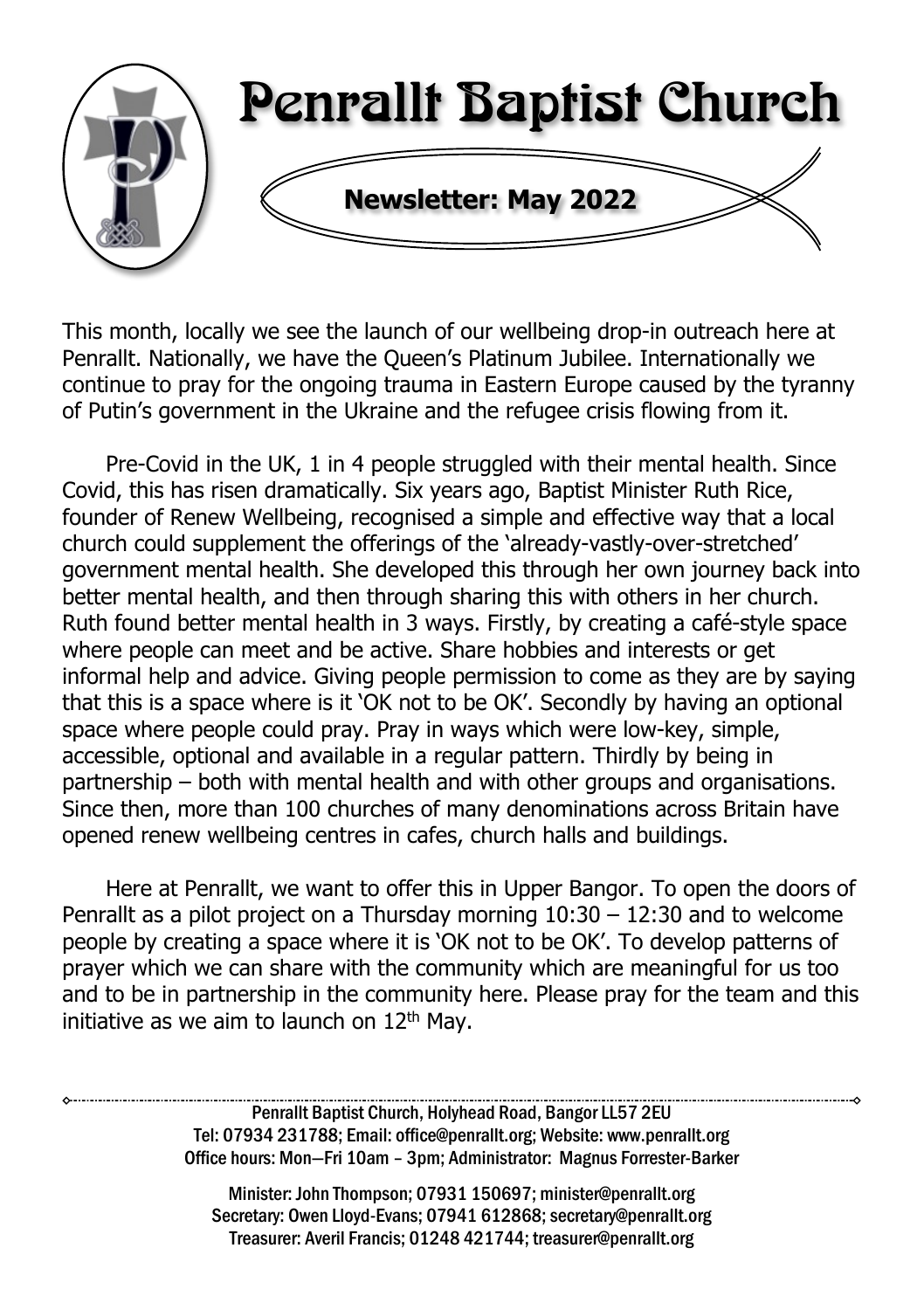# Penrallt Baptist Church

## Newsletter: May 2022

This month, locally we see the launch of our wellbeing drop-in outreach here at Penrallt. Nationally, we have the Queen's Platinum Jubilee. Internationally we continue to pray for the ongoing trauma in Eastern Europe caused by the tyranny of Putin's government in the Ukraine and the refugee crisis flowing from it.

Pre-Covid in the UK, 1 in 4 people struggled with their mental health. Since Covid, this has risen dramatically. Six years ago, Baptist Minister Ruth Rice, founder of Renew Wellbeing, recognised a simple and effective way that a local church could supplement the offerings of the 'already-vastly-over-stretched' government mental health. She developed this through her own journey back into better mental health, and then through sharing this with others in her church. Ruth found better mental health in 3 ways. Firstly, by creating a café-style space where people can meet and be active. Share hobbies and interests or get informal help and advice. Giving people permission to come as they are by saying that this is a space where is it 'OK not to be OK'. Secondly by having an optional space where people could pray. Pray in ways which were low-key, simple, accessible, optional and available in a regular pattern. Thirdly by being in partnership – both with mental health and with other groups and organisations. Since then, more than 100 churches of many denominations across Britain have opened renew wellbeing centres in cafes, church halls and buildings.

Here at Penrallt, we want to offer this in Upper Bangor. To open the doors of Penrallt as a pilot project on a Thursday morning 10:30 – 12:30 and to welcome people by creating a space where it is 'OK not to be OK'. To develop patterns of prayer which we can share with the community which are meaningful for us too and to be in partnership in the community here. Please pray for the team and this initiative as we aim to launch on 12th May.

---

Penrallt Baptist Church, Holyhead Road, Bangor LL57 2EU
Tel: 07934 231788; Email: office@penrallt.org; Website: www.penrallt.org
Office hours: Mon—Fri 10am – 3pm; Administrator: Magnus Forrester-Barker

Minister: John Thompson; 07931 150697; minister@penrallt.org
Secretary: Owen Lloyd-Evans; 07941 612868; secretary@penrallt.org
Treasurer: Averil Francis; 01248 421744; treasurer@penrallt.org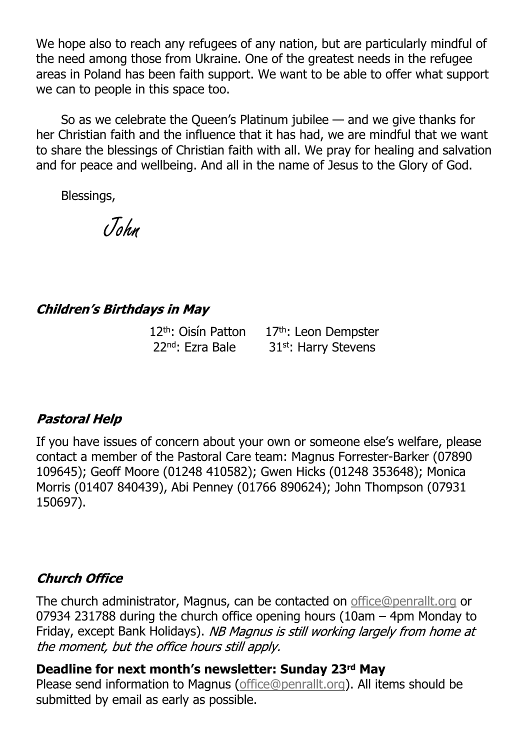We hope also to reach any refugees of any nation, but are particularly mindful of the need among those from Ukraine. One of the greatest needs in the refugee areas in Poland has been faith support. We want to be able to offer what support we can to people in this space too.

So as we celebrate the Queen's Platinum jubilee — and we give thanks for her Christian faith and the influence that it has had, we are mindful that we want to share the blessings of Christian faith with all. We pray for healing and salvation and for peace and wellbeing. And all in the name of Jesus to the Glory of God.

Blessings,

*John*

### *Children's Birthdays in May*

| | |
|---|---|
| 12th: Oisín Patton | 17th: Leon Dempster |
| 22nd: Ezra Bale | 31st: Harry Stevens |

### *Pastoral Help*

If you have issues of concern about your own or someone else's welfare, please contact a member of the Pastoral Care team: Magnus Forrester-Barker (07890 109645); Geoff Moore (01248 410582); Gwen Hicks (01248 353648); Monica Morris (01407 840439), Abi Penney (01766 890624); John Thompson (07931 150697).

### *Church Office*

The church administrator, Magnus, can be contacted on office@penrallt.org or 07934 231788 during the church office opening hours (10am – 4pm Monday to Friday, except Bank Holidays). *NB Magnus is still working largely from home at the moment, but the office hours still apply.*

**Deadline for next month's newsletter: Sunday 23rd May**

Please send information to Magnus (office@penrallt.org). All items should be submitted by email as early as possible.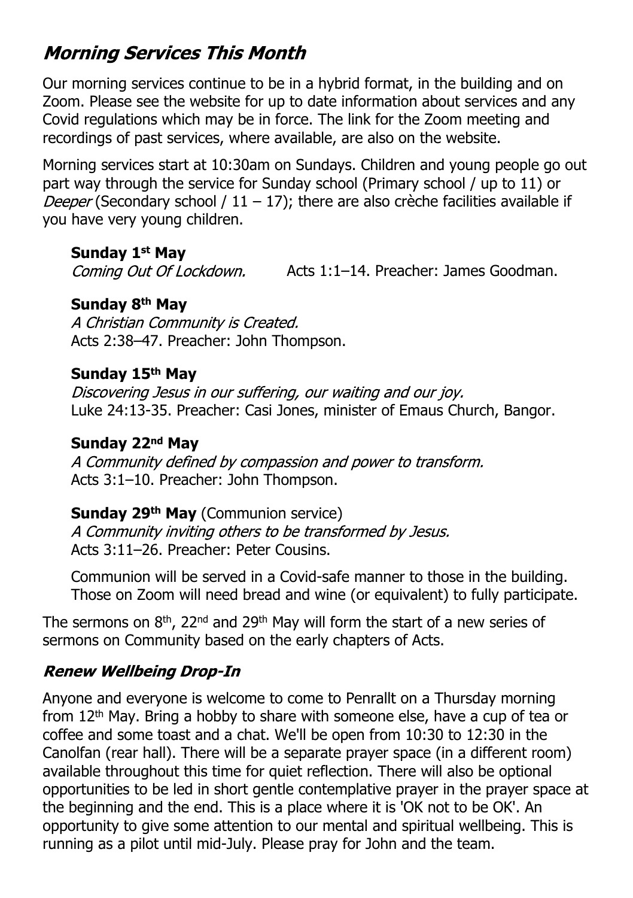## *Morning Services This Month*

Our morning services continue to be in a hybrid format, in the building and on Zoom. Please see the website for up to date information about services and any Covid regulations which may be in force. The link for the Zoom meeting and recordings of past services, where available, are also on the website.

Morning services start at 10:30am on Sundays. Children and young people go out part way through the service for Sunday school (Primary school / up to 11) or *Deeper* (Secondary school / 11 – 17); there are also crèche facilities available if you have very young children.

**Sunday 1st May**
*Coming Out Of Lockdown.* Acts 1:1–14. Preacher: James Goodman.

**Sunday 8th May**
*A Christian Community is Created.*
Acts 2:38–47. Preacher: John Thompson.

**Sunday 15th May**
*Discovering Jesus in our suffering, our waiting and our joy.*
Luke 24:13-35. Preacher: Casi Jones, minister of Emaus Church, Bangor.

**Sunday 22nd May**
*A Community defined by compassion and power to transform.*
Acts 3:1–10. Preacher: John Thompson.

**Sunday 29th May** (Communion service)
*A Community inviting others to be transformed by Jesus.*
Acts 3:11–26. Preacher: Peter Cousins.

Communion will be served in a Covid-safe manner to those in the building. Those on Zoom will need bread and wine (or equivalent) to fully participate.

The sermons on 8th, 22nd and 29th May will form the start of a new series of sermons on Community based on the early chapters of Acts.

## *Renew Wellbeing Drop-In*

Anyone and everyone is welcome to come to Penrallt on a Thursday morning from 12th May. Bring a hobby to share with someone else, have a cup of tea or coffee and some toast and a chat. We'll be open from 10:30 to 12:30 in the Canolfan (rear hall). There will be a separate prayer space (in a different room) available throughout this time for quiet reflection. There will also be optional opportunities to be led in short gentle contemplative prayer in the prayer space at the beginning and the end. This is a place where it is 'OK not to be OK'. An opportunity to give some attention to our mental and spiritual wellbeing. This is running as a pilot until mid-July. Please pray for John and the team.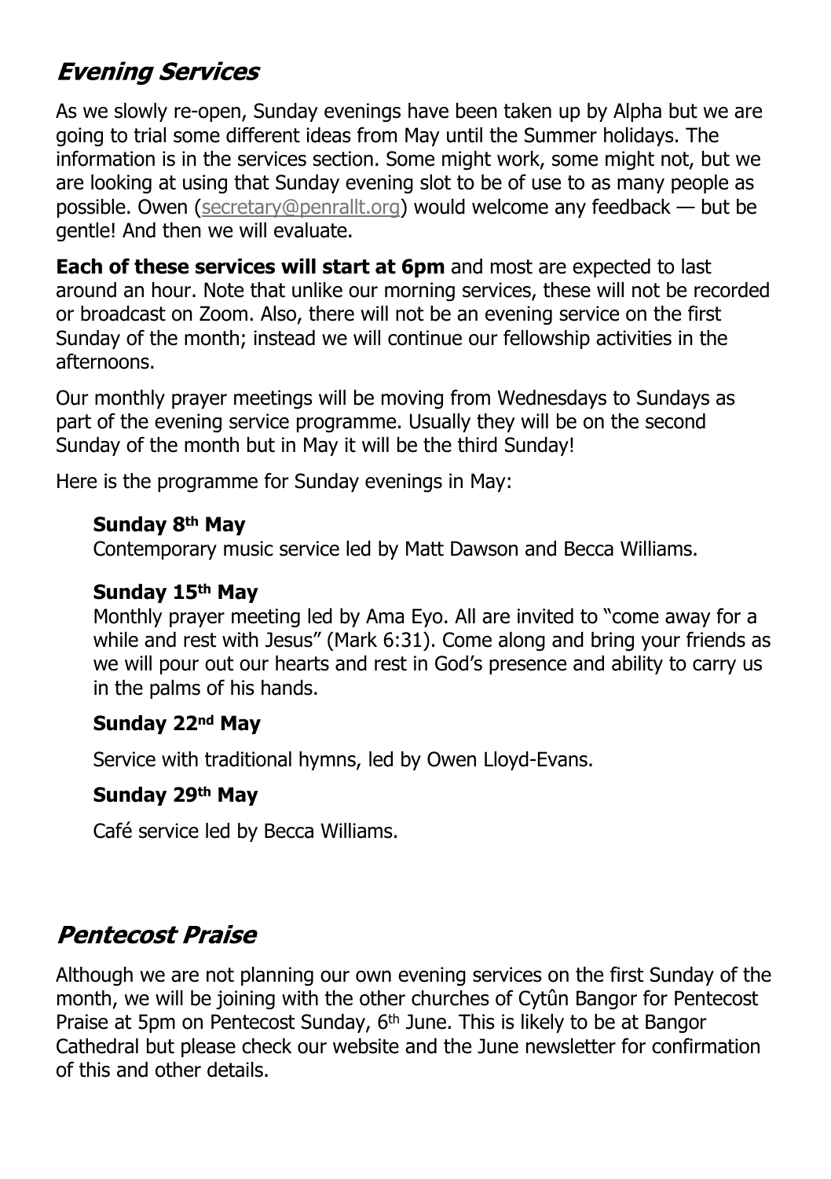## *Evening Services*

As we slowly re-open, Sunday evenings have been taken up by Alpha but we are going to trial some different ideas from May until the Summer holidays. The information is in the services section. Some might work, some might not, but we are looking at using that Sunday evening slot to be of use to as many people as possible. Owen (secretary@penrallt.org) would welcome any feedback — but be gentle! And then we will evaluate.

**Each of these services will start at 6pm** and most are expected to last around an hour. Note that unlike our morning services, these will not be recorded or broadcast on Zoom. Also, there will not be an evening service on the first Sunday of the month; instead we will continue our fellowship activities in the afternoons.

Our monthly prayer meetings will be moving from Wednesdays to Sundays as part of the evening service programme. Usually they will be on the second Sunday of the month but in May it will be the third Sunday!

Here is the programme for Sunday evenings in May:

**Sunday 8th May**
Contemporary music service led by Matt Dawson and Becca Williams.

**Sunday 15th May**
Monthly prayer meeting led by Ama Eyo. All are invited to "come away for a while and rest with Jesus" (Mark 6:31). Come along and bring your friends as we will pour out our hearts and rest in God's presence and ability to carry us in the palms of his hands.

**Sunday 22nd May**

Service with traditional hymns, led by Owen Lloyd-Evans.

**Sunday 29th May**

Café service led by Becca Williams.

## *Pentecost Praise*

Although we are not planning our own evening services on the first Sunday of the month, we will be joining with the other churches of Cytûn Bangor for Pentecost Praise at 5pm on Pentecost Sunday, 6th June. This is likely to be at Bangor Cathedral but please check our website and the June newsletter for confirmation of this and other details.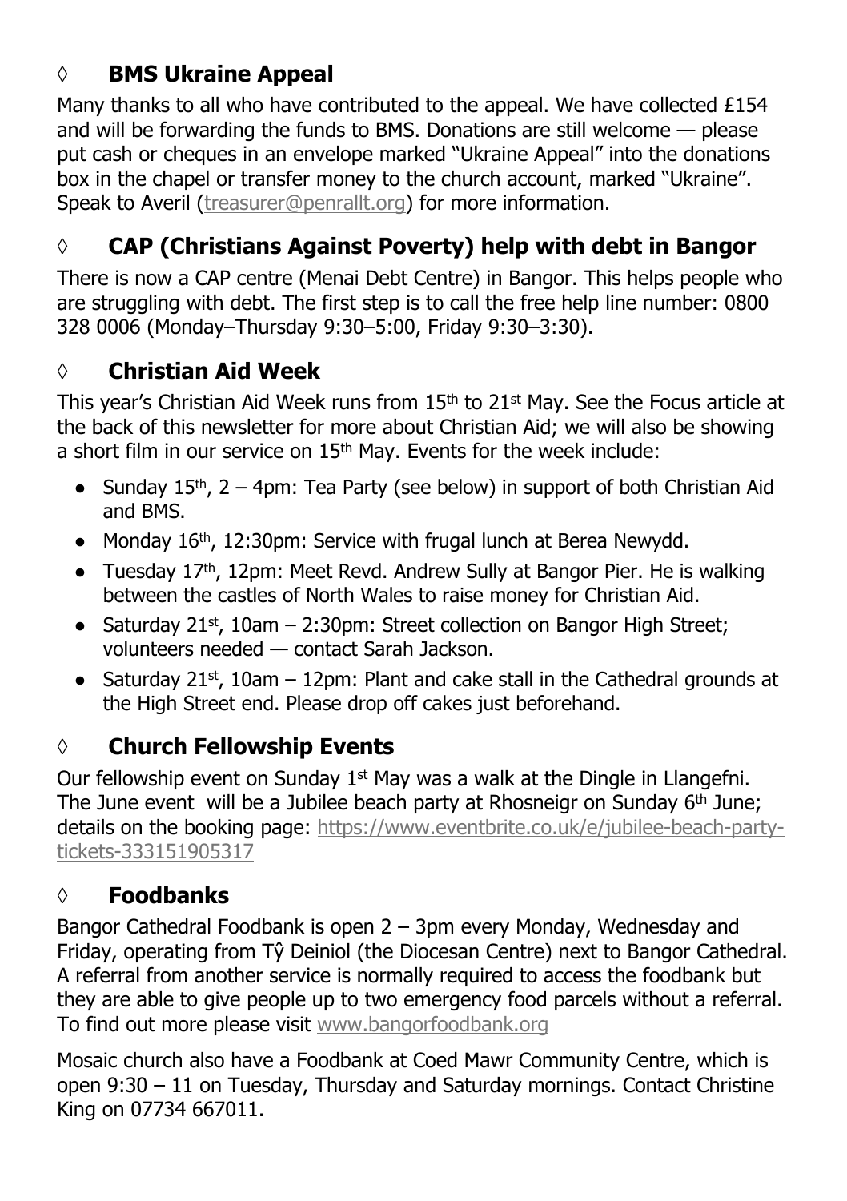## ◊ BMS Ukraine Appeal

Many thanks to all who have contributed to the appeal. We have collected £154 and will be forwarding the funds to BMS. Donations are still welcome — please put cash or cheques in an envelope marked "Ukraine Appeal" into the donations box in the chapel or transfer money to the church account, marked "Ukraine". Speak to Averil (treasurer@penrallt.org) for more information.

## ◊ CAP (Christians Against Poverty) help with debt in Bangor

There is now a CAP centre (Menai Debt Centre) in Bangor. This helps people who are struggling with debt. The first step is to call the free help line number: 0800 328 0006 (Monday–Thursday 9:30–5:00, Friday 9:30–3:30).

## ◊ Christian Aid Week

This year's Christian Aid Week runs from 15th to 21st May. See the Focus article at the back of this newsletter for more about Christian Aid; we will also be showing a short film in our service on 15th May. Events for the week include:

- Sunday 15th, 2 – 4pm: Tea Party (see below) in support of both Christian Aid and BMS.
- Monday 16th, 12:30pm: Service with frugal lunch at Berea Newydd.
- Tuesday 17th, 12pm: Meet Revd. Andrew Sully at Bangor Pier. He is walking between the castles of North Wales to raise money for Christian Aid.
- Saturday 21st, 10am – 2:30pm: Street collection on Bangor High Street; volunteers needed — contact Sarah Jackson.
- Saturday 21st, 10am – 12pm: Plant and cake stall in the Cathedral grounds at the High Street end. Please drop off cakes just beforehand.

## ◊ Church Fellowship Events

Our fellowship event on Sunday 1st May was a walk at the Dingle in Llangefni. The June event will be a Jubilee beach party at Rhosneigr on Sunday 6th June; details on the booking page: https://www.eventbrite.co.uk/e/jubilee-beach-party-tickets-333151905317

## ◊ Foodbanks

Bangor Cathedral Foodbank is open 2 – 3pm every Monday, Wednesday and Friday, operating from Tŷ Deiniol (the Diocesan Centre) next to Bangor Cathedral. A referral from another service is normally required to access the foodbank but they are able to give people up to two emergency food parcels without a referral. To find out more please visit www.bangorfoodbank.org

Mosaic church also have a Foodbank at Coed Mawr Community Centre, which is open 9:30 – 11 on Tuesday, Thursday and Saturday mornings. Contact Christine King on 07734 667011.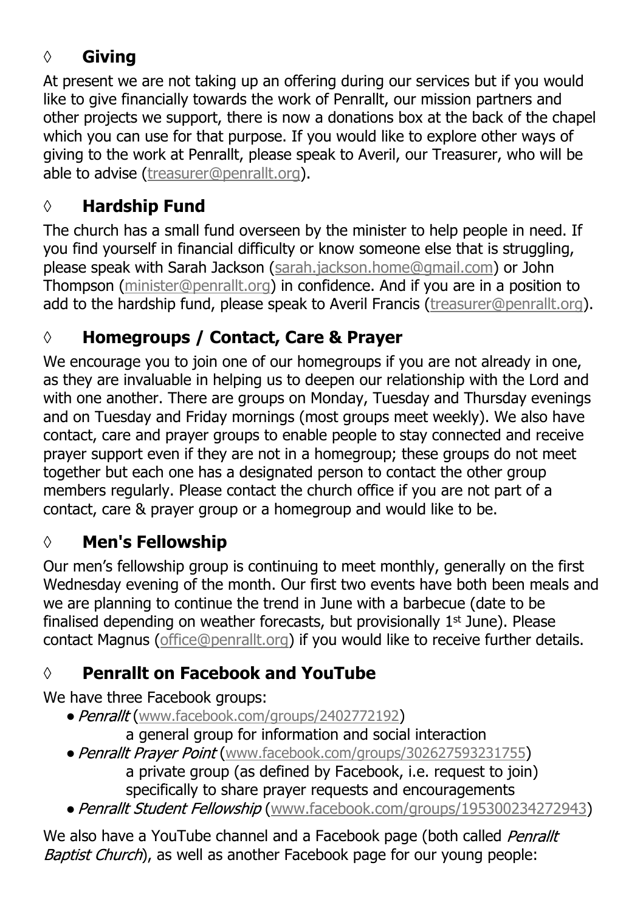## ◊ Giving

At present we are not taking up an offering during our services but if you would like to give financially towards the work of Penrallt, our mission partners and other projects we support, there is now a donations box at the back of the chapel which you can use for that purpose. If you would like to explore other ways of giving to the work at Penrallt, please speak to Averil, our Treasurer, who will be able to advise (treasurer@penrallt.org).

## ◊ Hardship Fund

The church has a small fund overseen by the minister to help people in need. If you find yourself in financial difficulty or know someone else that is struggling, please speak with Sarah Jackson (sarah.jackson.home@gmail.com) or John Thompson (minister@penrallt.org) in confidence. And if you are in a position to add to the hardship fund, please speak to Averil Francis (treasurer@penrallt.org).

## ◊ Homegroups / Contact, Care & Prayer

We encourage you to join one of our homegroups if you are not already in one, as they are invaluable in helping us to deepen our relationship with the Lord and with one another. There are groups on Monday, Tuesday and Thursday evenings and on Tuesday and Friday mornings (most groups meet weekly). We also have contact, care and prayer groups to enable people to stay connected and receive prayer support even if they are not in a homegroup; these groups do not meet together but each one has a designated person to contact the other group members regularly. Please contact the church office if you are not part of a contact, care & prayer group or a homegroup and would like to be.

## ◊ Men's Fellowship

Our men's fellowship group is continuing to meet monthly, generally on the first Wednesday evening of the month. Our first two events have both been meals and we are planning to continue the trend in June with a barbecue (date to be finalised depending on weather forecasts, but provisionally 1st June). Please contact Magnus (office@penrallt.org) if you would like to receive further details.

## ◊ Penrallt on Facebook and YouTube

We have three Facebook groups:

- *Penrallt* (www.facebook.com/groups/2402772192)
  a general group for information and social interaction
- *Penrallt Prayer Point* (www.facebook.com/groups/302627593231755)
  a private group (as defined by Facebook, i.e. request to join) specifically to share prayer requests and encouragements
- *Penrallt Student Fellowship* (www.facebook.com/groups/195300234272943)

We also have a YouTube channel and a Facebook page (both called *Penrallt Baptist Church*), as well as another Facebook page for our young people: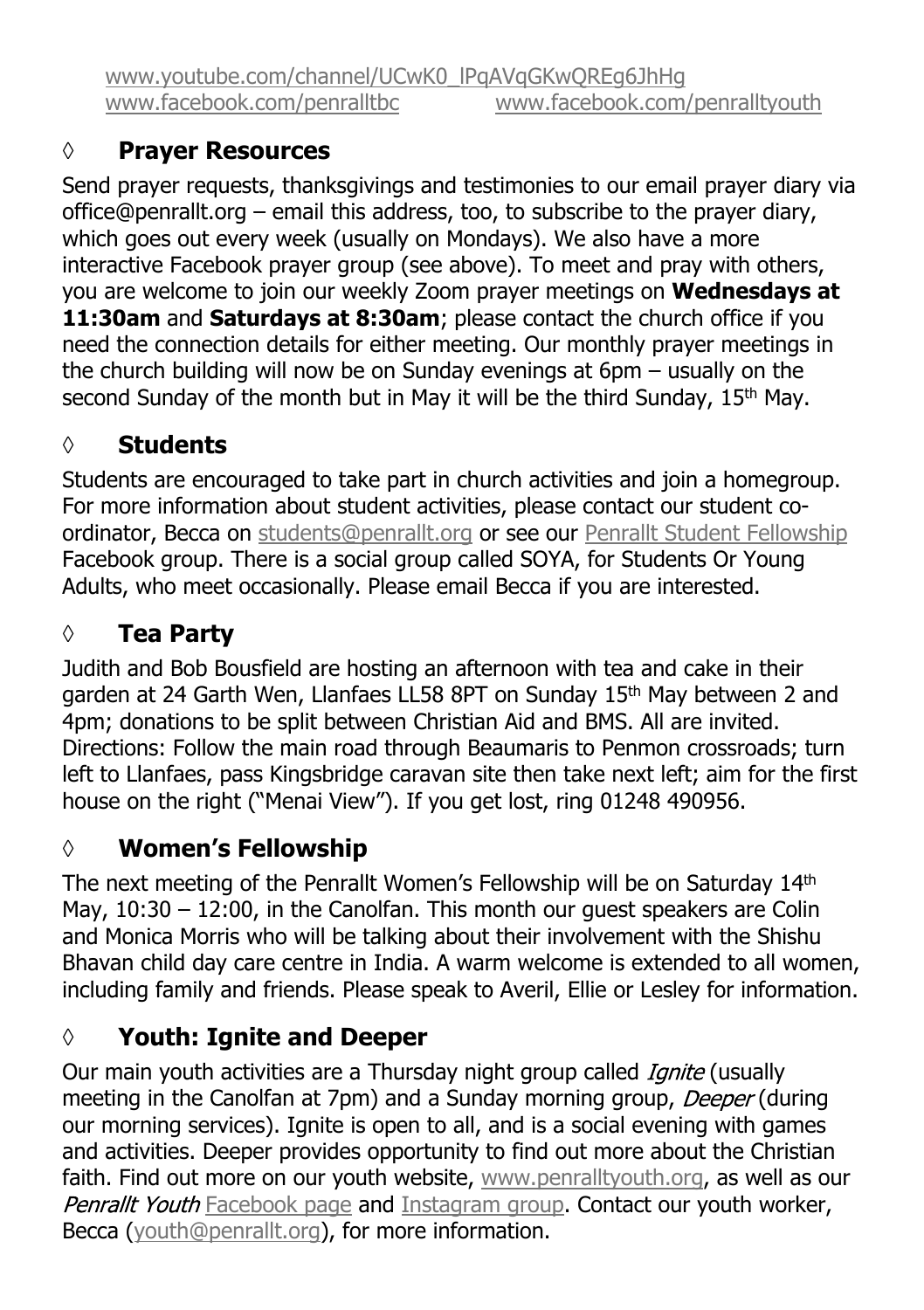www.youtube.com/channel/UCwK0_lPqAVqGKwQREg6JhHg
www.facebook.com/penralltbc www.facebook.com/penralltyouth

## ◊ Prayer Resources

Send prayer requests, thanksgivings and testimonies to our email prayer diary via office@penrallt.org – email this address, too, to subscribe to the prayer diary, which goes out every week (usually on Mondays). We also have a more interactive Facebook prayer group (see above). To meet and pray with others, you are welcome to join our weekly Zoom prayer meetings on **Wednesdays at 11:30am** and **Saturdays at 8:30am**; please contact the church office if you need the connection details for either meeting. Our monthly prayer meetings in the church building will now be on Sunday evenings at 6pm – usually on the second Sunday of the month but in May it will be the third Sunday, 15th May.

## ◊ Students

Students are encouraged to take part in church activities and join a homegroup. For more information about student activities, please contact our student co-ordinator, Becca on students@penrallt.org or see our Penrallt Student Fellowship Facebook group. There is a social group called SOYA, for Students Or Young Adults, who meet occasionally. Please email Becca if you are interested.

## ◊ Tea Party

Judith and Bob Bousfield are hosting an afternoon with tea and cake in their garden at 24 Garth Wen, Llanfaes LL58 8PT on Sunday 15th May between 2 and 4pm; donations to be split between Christian Aid and BMS. All are invited. Directions: Follow the main road through Beaumaris to Penmon crossroads; turn left to Llanfaes, pass Kingsbridge caravan site then take next left; aim for the first house on the right ("Menai View"). If you get lost, ring 01248 490956.

## ◊ Women's Fellowship

The next meeting of the Penrallt Women's Fellowship will be on Saturday 14th May, 10:30 – 12:00, in the Canolfan. This month our guest speakers are Colin and Monica Morris who will be talking about their involvement with the Shishu Bhavan child day care centre in India. A warm welcome is extended to all women, including family and friends. Please speak to Averil, Ellie or Lesley for information.

## ◊ Youth: Ignite and Deeper

Our main youth activities are a Thursday night group called *Ignite* (usually meeting in the Canolfan at 7pm) and a Sunday morning group, *Deeper* (during our morning services). Ignite is open to all, and is a social evening with games and activities. Deeper provides opportunity to find out more about the Christian faith. Find out more on our youth website, www.penralltyouth.org, as well as our *Penrallt Youth* Facebook page and Instagram group. Contact our youth worker, Becca (youth@penrallt.org), for more information.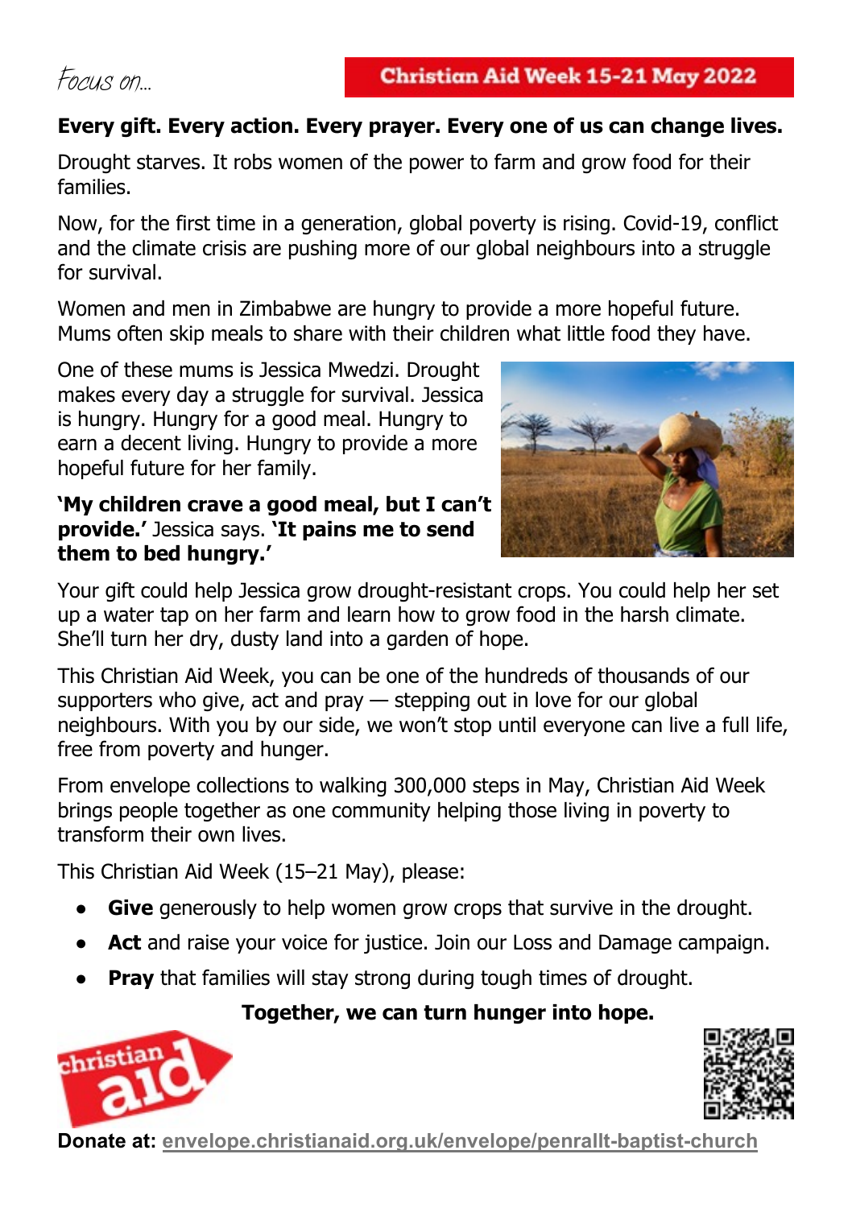*Focus on...*

**Christian Aid Week 15-21 May 2022**

**Every gift. Every action. Every prayer. Every one of us can change lives.**

Drought starves. It robs women of the power to farm and grow food for their families.

Now, for the first time in a generation, global poverty is rising. Covid-19, conflict and the climate crisis are pushing more of our global neighbours into a struggle for survival.

Women and men in Zimbabwe are hungry to provide a more hopeful future. Mums often skip meals to share with their children what little food they have.

One of these mums is Jessica Mwedzi. Drought makes every day a struggle for survival. Jessica is hungry. Hungry for a good meal. Hungry to earn a decent living. Hungry to provide a more hopeful future for her family.

**'My children crave a good meal, but I can't provide.'** Jessica says. **'It pains me to send them to bed hungry.'**

Your gift could help Jessica grow drought-resistant crops. You could help her set up a water tap on her farm and learn how to grow food in the harsh climate. She'll turn her dry, dusty land into a garden of hope.

This Christian Aid Week, you can be one of the hundreds of thousands of our supporters who give, act and pray — stepping out in love for our global neighbours. With you by our side, we won't stop until everyone can live a full life, free from poverty and hunger.

From envelope collections to walking 300,000 steps in May, Christian Aid Week brings people together as one community helping those living in poverty to transform their own lives.

This Christian Aid Week (15–21 May), please:

- **Give** generously to help women grow crops that survive in the drought.
- **Act** and raise your voice for justice. Join our Loss and Damage campaign.
- **Pray** that families will stay strong during tough times of drought.

**Together, we can turn hunger into hope.**

**Donate at:** envelope.christianaid.org.uk/envelope/penrallt-baptist-church